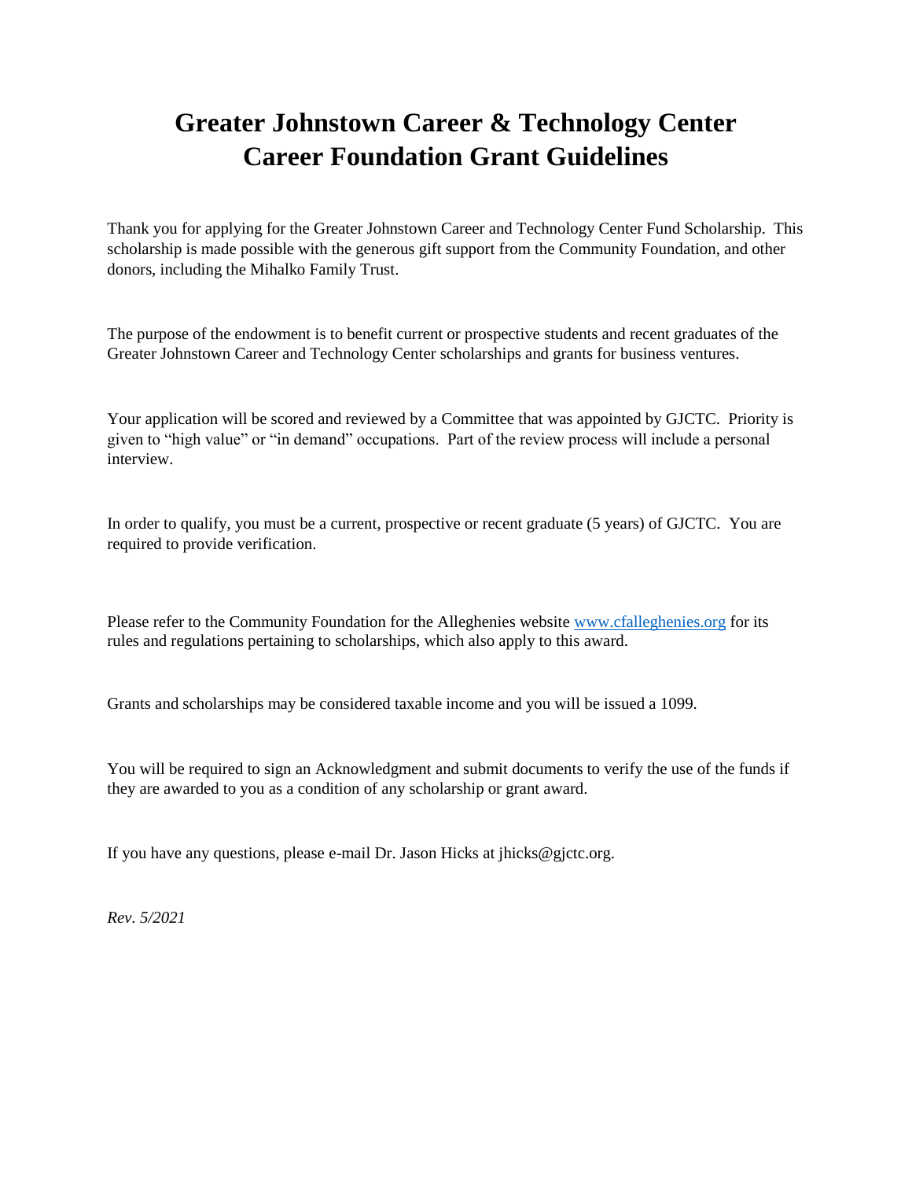# Greater Johnstown Career & Technology Center
# Career Foundation Grant Guidelines

Thank you for applying for the Greater Johnstown Career and Technology Center Fund Scholarship. This scholarship is made possible with the generous gift support from the Community Foundation, and other donors, including the Mihalko Family Trust.

The purpose of the endowment is to benefit current or prospective students and recent graduates of the Greater Johnstown Career and Technology Center scholarships and grants for business ventures.

Your application will be scored and reviewed by a Committee that was appointed by GJCTC. Priority is given to "high value" or "in demand" occupations. Part of the review process will include a personal interview.

In order to qualify, you must be a current, prospective or recent graduate (5 years) of GJCTC. You are required to provide verification.

Please refer to the Community Foundation for the Alleghenies website [www.cfalleghenies.org](http://www.cfalleghenies.org) for its rules and regulations pertaining to scholarships, which also apply to this award.

Grants and scholarships may be considered taxable income and you will be issued a 1099.

You will be required to sign an Acknowledgment and submit documents to verify the use of the funds if they are awarded to you as a condition of any scholarship or grant award.

If you have any questions, please e-mail Dr. Jason Hicks at jhicks@gjctc.org.

*Rev. 5/2021*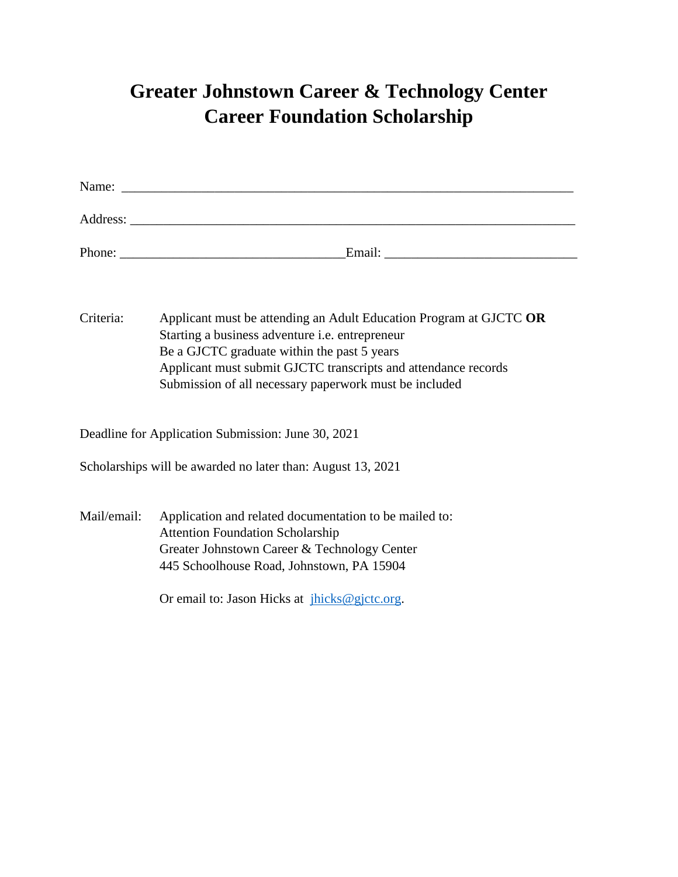# Greater Johnstown Career & Technology Center
# Career Foundation Scholarship

Name: ______________________________________________________________________

Address: ____________________________________________________________________

Phone: __________________________________Email: _____________________________

Criteria: Applicant must be attending an Adult Education Program at GJCTC **OR**
Starting a business adventure i.e. entrepreneur
Be a GJCTC graduate within the past 5 years
Applicant must submit GJCTC transcripts and attendance records
Submission of all necessary paperwork must be included

Deadline for Application Submission: June 30, 2021

Scholarships will be awarded no later than: August 13, 2021

Mail/email: Application and related documentation to be mailed to:
Attention Foundation Scholarship
Greater Johnstown Career & Technology Center
445 Schoolhouse Road, Johnstown, PA 15904

Or email to: Jason Hicks at jhicks@gjctc.org.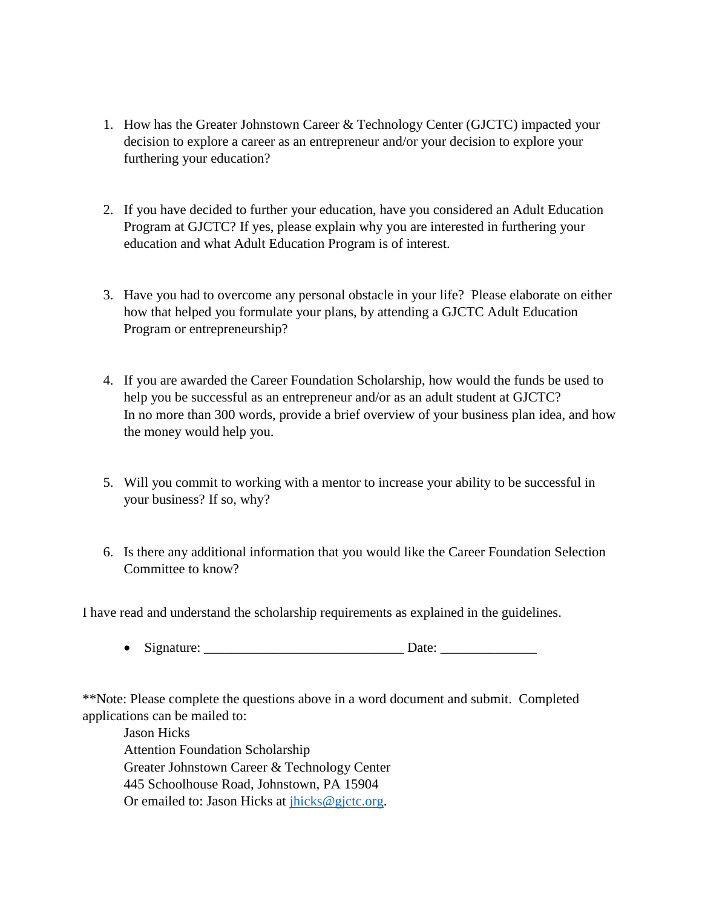1. How has the Greater Johnstown Career & Technology Center (GJCTC) impacted your decision to explore a career as an entrepreneur and/or your decision to explore your furthering your education?

2. If you have decided to further your education, have you considered an Adult Education Program at GJCTC? If yes, please explain why you are interested in furthering your education and what Adult Education Program is of interest.

3. Have you had to overcome any personal obstacle in your life? Please elaborate on either how that helped you formulate your plans, by attending a GJCTC Adult Education Program or entrepreneurship?

4. If you are awarded the Career Foundation Scholarship, how would the funds be used to help you be successful as an entrepreneur and/or as an adult student at GJCTC? In no more than 300 words, provide a brief overview of your business plan idea, and how the money would help you.

5. Will you commit to working with a mentor to increase your ability to be successful in your business? If so, why?

6. Is there any additional information that you would like the Career Foundation Selection Committee to know?

I have read and understand the scholarship requirements as explained in the guidelines.

- Signature: ______________________________ Date: ______________

**Note: Please complete the questions above in a word document and submit. Completed applications can be mailed to:

Jason Hicks
Attention Foundation Scholarship
Greater Johnstown Career & Technology Center
445 Schoolhouse Road, Johnstown, PA 15904
Or emailed to: Jason Hicks at jhicks@gjctc.org.